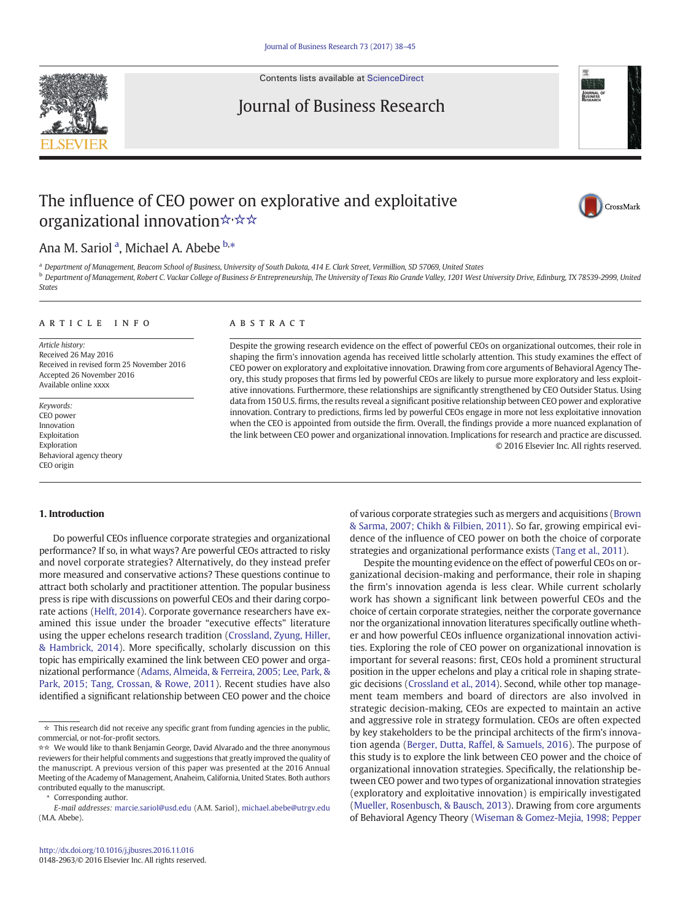# The influence of CEO power on explorative and exploitative organizational innovation☆,☆☆

Ana M. Sariol [a], Michael A. Abebe [b,*]

[a] Department of Management, Beacom School of Business, University of South Dakota, 414 E. Clark Street, Vermillion, SD 57069, United States

[b] Department of Management, Robert C. Vackar College of Business & Entrepreneurship, The University of Texas Rio Grande Valley, 1201 West University Drive, Edinburg, TX 78539-2999, United States

## ARTICLE INFO

*Article history:*
Received 26 May 2016
Received in revised form 25 November 2016
Accepted 26 November 2016
Available online xxxx

*Keywords:*
CEO power
Innovation
Exploitation
Exploration
Behavioral agency theory
CEO origin

## ABSTRACT

Despite the growing research evidence on the effect of powerful CEOs on organizational outcomes, their role in shaping the firm's innovation agenda has received little scholarly attention. This study examines the effect of CEO power on exploratory and exploitative innovation. Drawing from core arguments of Behavioral Agency Theory, this study proposes that firms led by powerful CEOs are likely to pursue more exploratory and less exploitative innovations. Furthermore, these relationships are significantly strengthened by CEO Outsider Status. Using data from 150 U.S. firms, the results reveal a significant positive relationship between CEO power and explorative innovation. Contrary to predictions, firms led by powerful CEOs engage in more not less exploitative innovation when the CEO is appointed from outside the firm. Overall, the findings provide a more nuanced explanation of the link between CEO power and organizational innovation. Implications for research and practice are discussed.

© 2016 Elsevier Inc. All rights reserved.

## 1. Introduction

Do powerful CEOs influence corporate strategies and organizational performance? If so, in what ways? Are powerful CEOs attracted to risky and novel corporate strategies? Alternatively, do they instead prefer more measured and conservative actions? These questions continue to attract both scholarly and practitioner attention. The popular business press is ripe with discussions on powerful CEOs and their daring corporate actions (Helft, 2014). Corporate governance researchers have examined this issue under the broader "executive effects" literature using the upper echelons research tradition (Crossland, Zyung, Hiller, & Hambrick, 2014). More specifically, scholarly discussion on this topic has empirically examined the link between CEO power and organizational performance (Adams, Almeida, & Ferreira, 2005; Lee, Park, & Park, 2015; Tang, Crossan, & Rowe, 2011). Recent studies have also identified a significant relationship between CEO power and the choice of various corporate strategies such as mergers and acquisitions (Brown & Sarma, 2007; Chikh & Filbien, 2011). So far, growing empirical evidence of the influence of CEO power on both the choice of corporate strategies and organizational performance exists (Tang et al., 2011).

Despite the mounting evidence on the effect of powerful CEOs on organizational decision-making and performance, their role in shaping the firm's innovation agenda is less clear. While current scholarly work has shown a significant link between powerful CEOs and the choice of certain corporate strategies, neither the corporate governance nor the organizational innovation literatures specifically outline whether and how powerful CEOs influence organizational innovation activities. Exploring the role of CEO power on organizational innovation is important for several reasons: first, CEOs hold a prominent structural position in the upper echelons and play a critical role in shaping strategic decisions (Crossland et al., 2014). Second, while other top management team members and board of directors are also involved in strategic decision-making, CEOs are expected to maintain an active and aggressive role in strategy formulation. CEOs are often expected by key stakeholders to be the principal architects of the firm's innovation agenda (Berger, Dutta, Raffel, & Samuels, 2016). The purpose of this study is to explore the link between CEO power and the choice of organizational innovation strategies. Specifically, the relationship between CEO power and two types of organizational innovation strategies (exploratory and exploitative innovation) is empirically investigated (Mueller, Rosenbusch, & Bausch, 2013). Drawing from core arguments of Behavioral Agency Theory (Wiseman & Gomez-Mejia, 1998; Pepper

---

☆ This research did not receive any specific grant from funding agencies in the public, commercial, or not-for-profit sectors.

☆☆ We would like to thank Benjamin George, David Alvarado and the three anonymous reviewers for their helpful comments and suggestions that greatly improved the quality of the manuscript. A previous version of this paper was presented at the 2016 Annual Meeting of the Academy of Management, Anaheim, California, United States. Both authors contributed equally to the manuscript.

* Corresponding author.

*E-mail addresses:* marcie.sariol@usd.edu (A.M. Sariol), michael.abebe@utrgv.edu (M.A. Abebe).

http://dx.doi.org/10.1016/j.jbusres.2016.11.016
0148-2963/© 2016 Elsevier Inc. All rights reserved.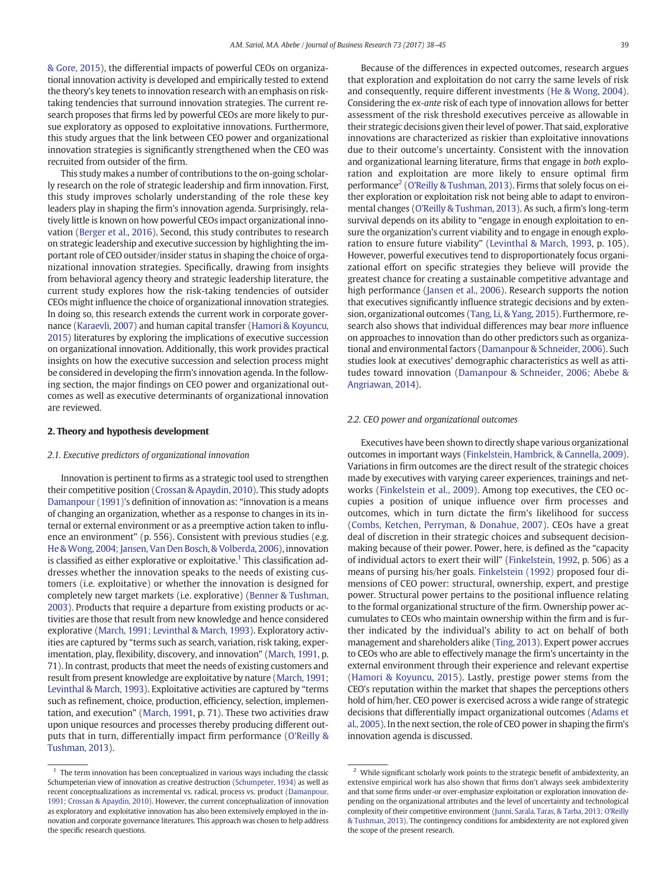& Gore, 2015), the differential impacts of powerful CEOs on organizational innovation activity is developed and empirically tested to extend the theory's key tenets to innovation research with an emphasis on risk-taking tendencies that surround innovation strategies. The current research proposes that firms led by powerful CEOs are more likely to pursue exploratory as opposed to exploitative innovations. Furthermore, this study argues that the link between CEO power and organizational innovation strategies is significantly strengthened when the CEO was recruited from outside of the firm.

This study makes a number of contributions to the on-going scholarly research on the role of strategic leadership and firm innovation. First, this study improves scholarly understanding of the role these key leaders play in shaping the firm's innovation agenda. Surprisingly, relatively little is known on how powerful CEOs impact organizational innovation (Berger et al., 2016). Second, this study contributes to research on strategic leadership and executive succession by highlighting the important role of CEO outsider/insider status in shaping the choice of organizational innovation strategies. Specifically, drawing from insights from behavioral agency theory and strategic leadership literature, the current study explores how the risk-taking tendencies of outsider CEOs might influence the choice of organizational innovation strategies. In doing so, this research extends the current work in corporate governance (Karaevli, 2007) and human capital transfer (Hamori & Koyuncu, 2015) literatures by exploring the implications of executive succession on organizational innovation. Additionally, this work provides practical insights on how the executive succession and selection process might be considered in developing the firm's innovation agenda. In the following section, the major findings on CEO power and organizational outcomes as well as executive determinants of organizational innovation are reviewed.

## 2. Theory and hypothesis development

### 2.1. Executive predictors of organizational innovation

Innovation is pertinent to firms as a strategic tool used to strengthen their competitive position (Crossan & Apaydin, 2010). This study adopts Damanpour (1991)'s definition of innovation as: "innovation is a means of changing an organization, whether as a response to changes in its internal or external environment or as a preemptive action taken to influence an environment" (p. 556). Consistent with previous studies (e.g. He & Wong, 2004; Jansen, Van Den Bosch, & Volberda, 2006), innovation is classified as either explorative or exploitative.[1] This classification addresses whether the innovation speaks to the needs of existing customers (i.e. exploitative) or whether the innovation is designed for completely new target markets (i.e. explorative) (Benner & Tushman, 2003). Products that require a departure from existing products or activities are those that result from new knowledge and hence considered explorative (March, 1991; Levinthal & March, 1993). Exploratory activities are captured by "terms such as search, variation, risk taking, experimentation, play, flexibility, discovery, and innovation" (March, 1991, p. 71). In contrast, products that meet the needs of existing customers and result from present knowledge are exploitative by nature (March, 1991; Levinthal & March, 1993). Exploitative activities are captured by "terms such as refinement, choice, production, efficiency, selection, implementation, and execution" (March, 1991, p. 71). These two activities draw upon unique resources and processes thereby producing different outputs that in turn, differentially impact firm performance (O'Reilly & Tushman, 2013).

Because of the differences in expected outcomes, research argues that exploration and exploitation do not carry the same levels of risk and consequently, require different investments (He & Wong, 2004). Considering the *ex-ante* risk of each type of innovation allows for better assessment of the risk threshold executives perceive as allowable in their strategic decisions given their level of power. That said, explorative innovations are characterized as riskier than exploitative innovations due to their outcome's uncertainty. Consistent with the innovation and organizational learning literature, firms that engage in *both* exploration and exploitation are more likely to ensure optimal firm performance[2] (O'Reilly & Tushman, 2013). Firms that solely focus on either exploration or exploitation risk not being able to adapt to environmental changes (O'Reilly & Tushman, 2013). As such, a firm's long-term survival depends on its ability to "engage in enough exploitation to ensure the organization's current viability and to engage in enough exploration to ensure future viability" (Levinthal & March, 1993, p. 105). However, powerful executives tend to disproportionately focus organizational effort on specific strategies they believe will provide the greatest chance for creating a sustainable competitive advantage and high performance (Jansen et al., 2006). Research supports the notion that executives significantly influence strategic decisions and by extension, organizational outcomes (Tang, Li, & Yang, 2015). Furthermore, research also shows that individual differences may bear *more* influence on approaches to innovation than do other predictors such as organizational and environmental factors (Damanpour & Schneider, 2006). Such studies look at executives' demographic characteristics as well as attitudes toward innovation (Damanpour & Schneider, 2006; Abebe & Angriawan, 2014).

### 2.2. CEO power and organizational outcomes

Executives have been shown to directly shape various organizational outcomes in important ways (Finkelstein, Hambrick, & Cannella, 2009). Variations in firm outcomes are the direct result of the strategic choices made by executives with varying career experiences, trainings and networks (Finkelstein et al., 2009). Among top executives, the CEO occupies a position of unique influence over firm processes and outcomes, which in turn dictate the firm's likelihood for success (Combs, Ketchen, Perryman, & Donahue, 2007). CEOs have a great deal of discretion in their strategic choices and subsequent decision-making because of their power. Power, here, is defined as the "capacity of individual actors to exert their will" (Finkelstein, 1992, p. 506) as a means of pursing his/her goals. Finkelstein (1992) proposed four dimensions of CEO power: structural, ownership, expert, and prestige power. Structural power pertains to the positional influence relating to the formal organizational structure of the firm. Ownership power accumulates to CEOs who maintain ownership within the firm and is further indicated by the individual's ability to act on behalf of both management and shareholders alike (Ting, 2013). Expert power accrues to CEOs who are able to effectively manage the firm's uncertainty in the external environment through their experience and relevant expertise (Hamori & Koyuncu, 2015). Lastly, prestige power stems from the CEO's reputation within the market that shapes the perceptions others hold of him/her. CEO power is exercised across a wide range of strategic decisions that differentially impact organizational outcomes (Adams et al., 2005). In the next section, the role of CEO power in shaping the firm's innovation agenda is discussed.

---

[1] The term innovation has been conceptualized in various ways including the classic Schumpeterian view of innovation as creative destruction (Schumpeter, 1934) as well as recent conceptualizations as incremental vs. radical, process vs. product (Damanpour, 1991; Crossan & Apaydin, 2010). However, the current conceptualization of innovation as exploratory and exploitative innovation has also been extensively employed in the innovation and corporate governance literatures. This approach was chosen to help address the specific research questions.

[2] While significant scholarly work points to the strategic benefit of ambidexterity, an extensive empirical work has also shown that firms don't always seek ambidexterity and that some firms under-or over-emphasize exploitation or exploration innovation depending on the organizational attributes and the level of uncertainty and technological complexity of their competitive environment (Junni, Sarala, Taras, & Tarba, 2013; O'Reilly & Tushman, 2013). The contingency conditions for ambidexterity are not explored given the scope of the present research.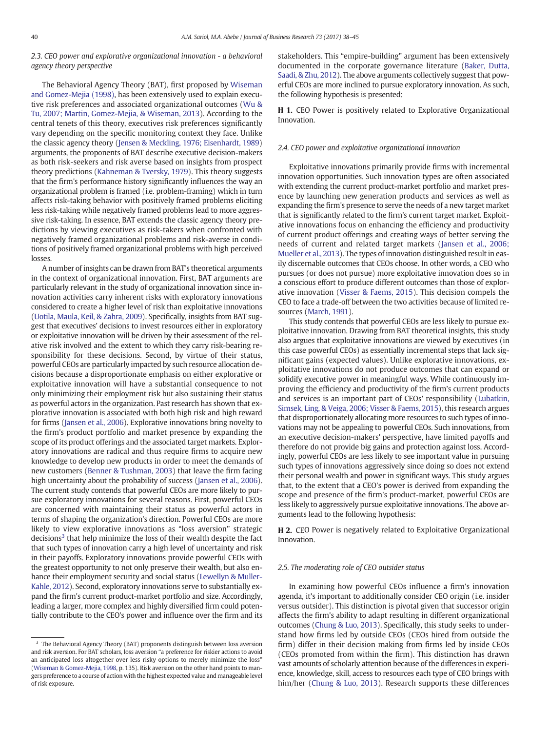### 2.3. CEO power and explorative organizational innovation - a behavioral agency theory perspective

The Behavioral Agency Theory (BAT), first proposed by Wiseman and Gomez-Mejia (1998), has been extensively used to explain executive risk preferences and associated organizational outcomes (Wu & Tu, 2007; Martin, Gomez-Mejia, & Wiseman, 2013). According to the central tenets of this theory, executives risk preferences significantly vary depending on the specific monitoring context they face. Unlike the classic agency theory (Jensen & Meckling, 1976; Eisenhardt, 1989) arguments, the proponents of BAT describe executive decision-makers as both risk-seekers and risk averse based on insights from prospect theory predictions (Kahneman & Tversky, 1979). This theory suggests that the firm's performance history significantly influences the way an organizational problem is framed (i.e. problem-framing) which in turn affects risk-taking behavior with positively framed problems eliciting less risk-taking while negatively framed problems lead to more aggressive risk-taking. In essence, BAT extends the classic agency theory predictions by viewing executives as risk-takers when confronted with negatively framed organizational problems and risk-averse in conditions of positively framed organizational problems with high perceived losses.

A number of insights can be drawn from BAT's theoretical arguments in the context of organizational innovation. First, BAT arguments are particularly relevant in the study of organizational innovation since innovation activities carry inherent risks with exploratory innovations considered to create a higher level of risk than exploitative innovations (Uotila, Maula, Keil, & Zahra, 2009). Specifically, insights from BAT suggest that executives' decisions to invest resources either in exploratory or exploitative innovation will be driven by their assessment of the relative risk involved and the extent to which they carry risk-bearing responsibility for these decisions. Second, by virtue of their status, powerful CEOs are particularly impacted by such resource allocation decisions because a disproportionate emphasis on either explorative or exploitative innovation will have a substantial consequence to not only minimizing their employment risk but also sustaining their status as powerful actors in the organization. Past research has shown that explorative innovation is associated with both high risk and high reward for firms (Jansen et al., 2006). Explorative innovations bring novelty to the firm's product portfolio and market presence by expanding the scope of its product offerings and the associated target markets. Exploratory innovations are radical and thus require firms to acquire new knowledge to develop new products in order to meet the demands of new customers (Benner & Tushman, 2003) that leave the firm facing high uncertainty about the probability of success (Jansen et al., 2006). The current study contends that powerful CEOs are more likely to pursue exploratory innovations for several reasons. First, powerful CEOs are concerned with maintaining their status as powerful actors in terms of shaping the organization's direction. Powerful CEOs are more likely to view explorative innovations as "loss aversion" strategic decisions[3] that help minimize the loss of their wealth despite the fact that such types of innovation carry a high level of uncertainty and risk in their payoffs. Exploratory innovations provide powerful CEOs with the greatest opportunity to not only preserve their wealth, but also enhance their employment security and social status (Lewellyn & Muller-Kahle, 2012). Second, exploratory innovations serve to substantially expand the firm's current product-market portfolio and size. Accordingly, leading a larger, more complex and highly diversified firm could potentially contribute to the CEO's power and influence over the firm and its stakeholders. This "empire-building" argument has been extensively documented in the corporate governance literature (Baker, Dutta, Saadi, & Zhu, 2012). The above arguments collectively suggest that powerful CEOs are more inclined to pursue exploratory innovation. As such, the following hypothesis is presented:

**H 1.** CEO Power is positively related to Explorative Organizational Innovation.

### 2.4. CEO power and exploitative organizational innovation

Exploitative innovations primarily provide firms with incremental innovation opportunities. Such innovation types are often associated with extending the current product-market portfolio and market presence by launching new generation products and services as well as expanding the firm's presence to serve the needs of a new target market that is significantly related to the firm's current target market. Exploitative innovations focus on enhancing the efficiency and productivity of current product offerings and creating ways of better serving the needs of current and related target markets (Jansen et al., 2006; Mueller et al., 2013). The types of innovation distinguished result in easily discernable outcomes that CEOs choose. In other words, a CEO who pursues (or does not pursue) more exploitative innovation does so in a conscious effort to produce different outcomes than those of explorative innovation (Visser & Faems, 2015). This decision compels the CEO to face a trade-off between the two activities because of limited resources (March, 1991).

This study contends that powerful CEOs are less likely to pursue exploitative innovation. Drawing from BAT theoretical insights, this study also argues that exploitative innovations are viewed by executives (in this case powerful CEOs) as essentially incremental steps that lack significant gains (expected values). Unlike explorative innovations, exploitative innovations do not produce outcomes that can expand or solidify executive power in meaningful ways. While continuously improving the efficiency and productivity of the firm's current products and services is an important part of CEOs' responsibility (Lubatkin, Simsek, Ling, & Veiga, 2006; Visser & Faems, 2015), this research argues that disproportionately allocating more resources to such types of innovations may not be appealing to powerful CEOs. Such innovations, from an executive decision-makers' perspective, have limited payoffs and therefore do not provide big gains and protection against loss. Accordingly, powerful CEOs are less likely to see important value in pursuing such types of innovations aggressively since doing so does not extend their personal wealth and power in significant ways. This study argues that, to the extent that a CEO's power is derived from expanding the scope and presence of the firm's product-market, powerful CEOs are less likely to aggressively pursue exploitative innovations. The above arguments lead to the following hypothesis:

**H 2.** CEO Power is negatively related to Exploitative Organizational Innovation.

### 2.5. The moderating role of CEO outsider status

In examining how powerful CEOs influence a firm's innovation agenda, it's important to additionally consider CEO origin (i.e. insider versus outsider). This distinction is pivotal given that successor origin affects the firm's ability to adapt resulting in different organizational outcomes (Chung & Luo, 2013). Specifically, this study seeks to understand how firms led by outside CEOs (CEOs hired from outside the firm) differ in their decision making from firms led by inside CEOs (CEOs promoted from within the firm). This distinction has drawn vast amounts of scholarly attention because of the differences in experience, knowledge, skill, access to resources each type of CEO brings with him/her (Chung & Luo, 2013). Research supports these differences

[3] The Behavioral Agency Theory (BAT) proponents distinguish between loss aversion and risk aversion. For BAT scholars, loss aversion "a preference for riskier actions to avoid an anticipated loss altogether over less risky options to merely minimize the loss" (Wiseman & Gomez-Mejia, 1998, p. 135). Risk aversion on the other hand points to managers preference to a course of action with the highest expected value and manageable level of risk exposure.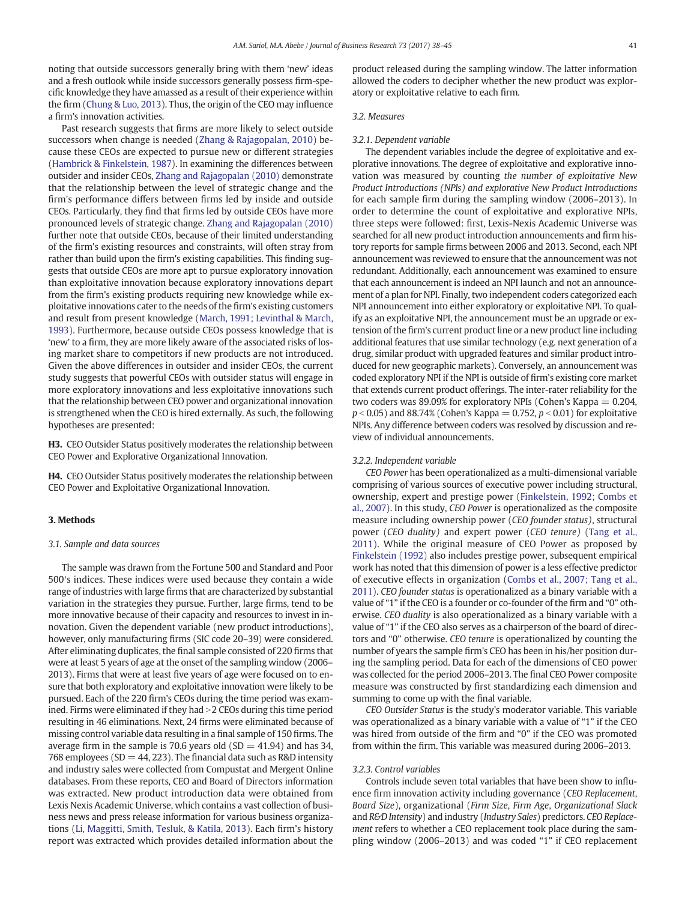noting that outside successors generally bring with them 'new' ideas and a fresh outlook while inside successors generally possess firm-specific knowledge they have amassed as a result of their experience within the firm (Chung & Luo, 2013). Thus, the origin of the CEO may influence a firm's innovation activities.

Past research suggests that firms are more likely to select outside successors when change is needed (Zhang & Rajagopalan, 2010) because these CEOs are expected to pursue new or different strategies (Hambrick & Finkelstein, 1987). In examining the differences between outsider and insider CEOs, Zhang and Rajagopalan (2010) demonstrate that the relationship between the level of strategic change and the firm's performance differs between firms led by inside and outside CEOs. Particularly, they find that firms led by outside CEOs have more pronounced levels of strategic change. Zhang and Rajagopalan (2010) further note that outside CEOs, because of their limited understanding of the firm's existing resources and constraints, will often stray from rather than build upon the firm's existing capabilities. This finding suggests that outside CEOs are more apt to pursue exploratory innovation than exploitative innovation because exploratory innovations depart from the firm's existing products requiring new knowledge while exploitative innovations cater to the needs of the firm's existing customers and result from present knowledge (March, 1991; Levinthal & March, 1993). Furthermore, because outside CEOs possess knowledge that is 'new' to a firm, they are more likely aware of the associated risks of losing market share to competitors if new products are not introduced. Given the above differences in outsider and insider CEOs, the current study suggests that powerful CEOs with outsider status will engage in more exploratory innovations and less exploitative innovations such that the relationship between CEO power and organizational innovation is strengthened when the CEO is hired externally. As such, the following hypotheses are presented:

**H3.** CEO Outsider Status positively moderates the relationship between CEO Power and Explorative Organizational Innovation.

**H4.** CEO Outsider Status positively moderates the relationship between CEO Power and Exploitative Organizational Innovation.

## 3. Methods

### 3.1. Sample and data sources

The sample was drawn from the Fortune 500 and Standard and Poor 500′s indices. These indices were used because they contain a wide range of industries with large firms that are characterized by substantial variation in the strategies they pursue. Further, large firms, tend to be more innovative because of their capacity and resources to invest in innovation. Given the dependent variable (new product introductions), however, only manufacturing firms (SIC code 20–39) were considered. After eliminating duplicates, the final sample consisted of 220 firms that were at least 5 years of age at the onset of the sampling window (2006–2013). Firms that were at least five years of age were focused on to ensure that both exploratory and exploitative innovation were likely to be pursued. Each of the 220 firm's CEOs during the time period was examined. Firms were eliminated if they had >2 CEOs during this time period resulting in 46 eliminations. Next, 24 firms were eliminated because of missing control variable data resulting in a final sample of 150 firms. The average firm in the sample is 70.6 years old (SD = 41.94) and has 34, 768 employees (SD = 44, 223). The financial data such as R&D intensity and industry sales were collected from Compustat and Mergent Online databases. From these reports, CEO and Board of Directors information was extracted. New product introduction data were obtained from Lexis Nexis Academic Universe, which contains a vast collection of business news and press release information for various business organizations (Li, Maggitti, Smith, Tesluk, & Katila, 2013). Each firm's history report was extracted which provides detailed information about the product released during the sampling window. The latter information allowed the coders to decipher whether the new product was exploratory or exploitative relative to each firm.

### 3.2. Measures

#### 3.2.1. Dependent variable

The dependent variables include the degree of exploitative and explorative innovations. The degree of exploitative and explorative innovation was measured by counting *the number of exploitative New Product Introductions (NPIs) and explorative New Product Introductions* for each sample firm during the sampling window (2006–2013). In order to determine the count of exploitative and explorative NPIs, three steps were followed: first, Lexis-Nexis Academic Universe was searched for all new product introduction announcements and firm history reports for sample firms between 2006 and 2013. Second, each NPI announcement was reviewed to ensure that the announcement was not redundant. Additionally, each announcement was examined to ensure that each announcement is indeed an NPI launch and not an announcement of a plan for NPI. Finally, two independent coders categorized each NPI announcement into either exploratory or exploitative NPI. To qualify as an exploitative NPI, the announcement must be an upgrade or extension of the firm's current product line or a new product line including additional features that use similar technology (e.g. next generation of a drug, similar product with upgraded features and similar product introduced for new geographic markets). Conversely, an announcement was coded exploratory NPI if the NPI is outside of firm's existing core market that extends current product offerings. The inter-rater reliability for the two coders was 89.09% for exploratory NPIs (Cohen's Kappa = 0.204, $p < 0.05$) and 88.74% (Cohen's Kappa = 0.752, $p < 0.01$) for exploitative NPIs. Any difference between coders was resolved by discussion and review of individual announcements.

#### 3.2.2. Independent variable

*CEO Power* has been operationalized as a multi-dimensional variable comprising of various sources of executive power including structural, ownership, expert and prestige power (Finkelstein, 1992; Combs et al., 2007). In this study, *CEO Power* is operationalized as the composite measure including ownership power (*CEO founder status)*, structural power (*CEO duality)* and expert power (*CEO tenure)* (Tang et al., 2011). While the original measure of CEO Power as proposed by Finkelstein (1992) also includes prestige power, subsequent empirical work has noted that this dimension of power is a less effective predictor of executive effects in organization (Combs et al., 2007; Tang et al., 2011). *CEO founder status* is operationalized as a binary variable with a value of "1" if the CEO is a founder or co-founder of the firm and "0" otherwise. *CEO duality* is also operationalized as a binary variable with a value of "1" if the CEO also serves as a chairperson of the board of directors and "0" otherwise. *CEO tenure* is operationalized by counting the number of years the sample firm's CEO has been in his/her position during the sampling period. Data for each of the dimensions of CEO power was collected for the period 2006–2013. The final CEO Power composite measure was constructed by first standardizing each dimension and summing to come up with the final variable.

*CEO Outsider Status* is the study's moderator variable. This variable was operationalized as a binary variable with a value of "1" if the CEO was hired from outside of the firm and "0" if the CEO was promoted from within the firm. This variable was measured during 2006–2013.

#### 3.2.3. Control variables

Controls include seven total variables that have been show to influence firm innovation activity including governance (*CEO Replacement*, *Board Size*), organizational (*Firm Size*, *Firm Age*, *Organizational Slack* and *R&D Intensity*) and industry (*Industry Sales*) predictors. *CEO Replacement* refers to whether a CEO replacement took place during the sampling window (2006–2013) and was coded "1" if CEO replacement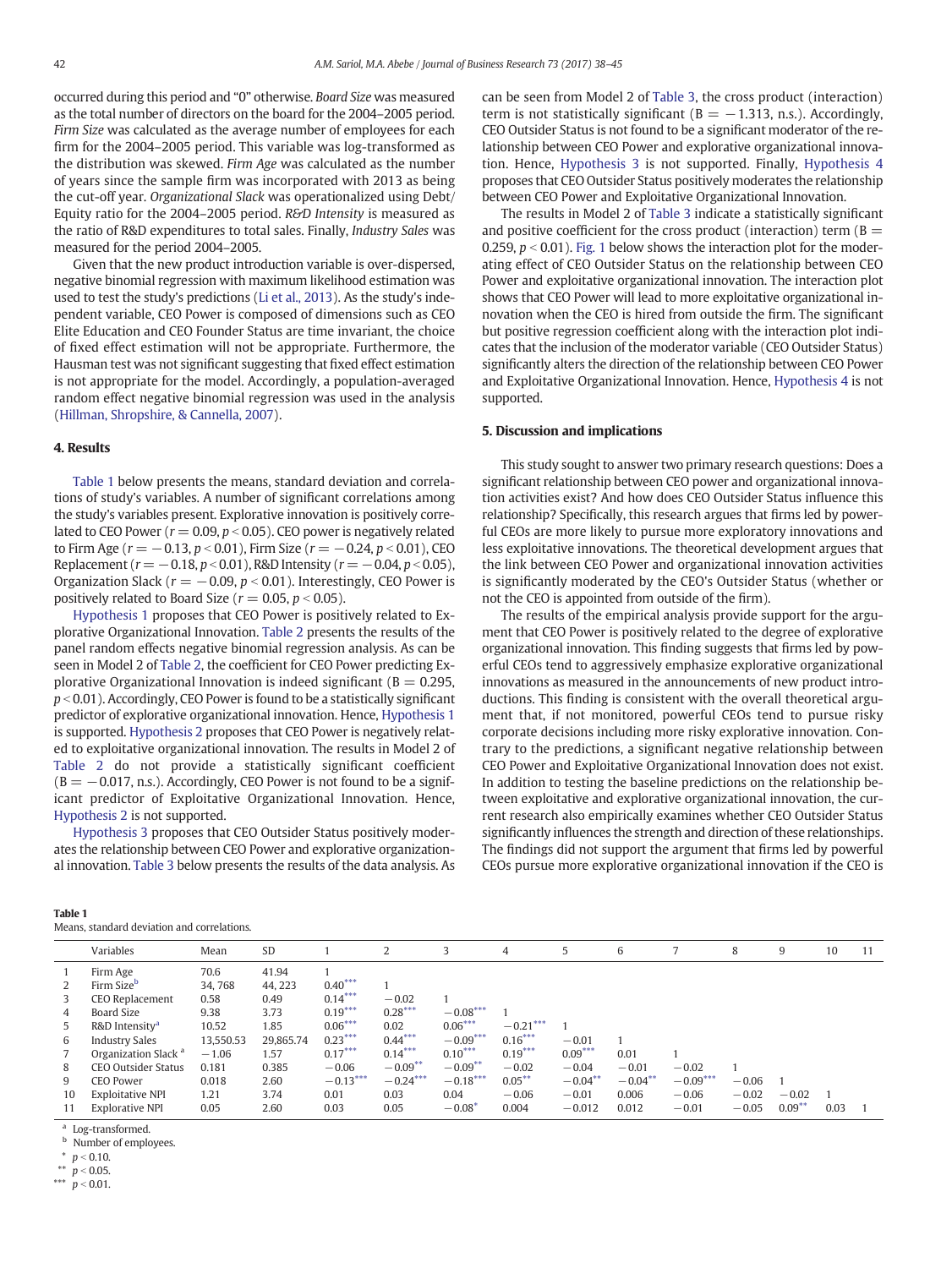occurred during this period and "0" otherwise. *Board Size* was measured as the total number of directors on the board for the 2004–2005 period. *Firm Size* was calculated as the average number of employees for each firm for the 2004–2005 period. This variable was log-transformed as the distribution was skewed. *Firm Age* was calculated as the number of years since the sample firm was incorporated with 2013 as being the cut-off year. *Organizational Slack* was operationalized using Debt/Equity ratio for the 2004–2005 period. *R&D Intensity* is measured as the ratio of R&D expenditures to total sales. Finally, *Industry Sales* was measured for the period 2004–2005.

Given that the new product introduction variable is over-dispersed, negative binomial regression with maximum likelihood estimation was used to test the study's predictions (Li et al., 2013). As the study's independent variable, CEO Power is composed of dimensions such as CEO Elite Education and CEO Founder Status are time invariant, the choice of fixed effect estimation will not be appropriate. Furthermore, the Hausman test was not significant suggesting that fixed effect estimation is not appropriate for the model. Accordingly, a population-averaged random effect negative binomial regression was used in the analysis (Hillman, Shropshire, & Cannella, 2007).

## 4. Results

Table 1 below presents the means, standard deviation and correlations of study's variables. A number of significant correlations among the study's variables present. Explorative innovation is positively correlated to CEO Power ($r = 0.09$, $p < 0.05$). CEO power is negatively related to Firm Age ($r = -0.13$, $p < 0.01$), Firm Size ($r = -0.24$, $p < 0.01$), CEO Replacement ($r = -0.18$, $p < 0.01$), R&D Intensity ($r = -0.04$, $p < 0.05$), Organization Slack ($r = -0.09$, $p < 0.01$). Interestingly, CEO Power is positively related to Board Size ($r = 0.05$, $p < 0.05$).

Hypothesis 1 proposes that CEO Power is positively related to Explorative Organizational Innovation. Table 2 presents the results of the panel random effects negative binomial regression analysis. As can be seen in Model 2 of Table 2, the coefficient for CEO Power predicting Explorative Organizational Innovation is indeed significant ($B = 0.295$, $p < 0.01$). Accordingly, CEO Power is found to be a statistically significant predictor of explorative organizational innovation. Hence, Hypothesis 1 is supported. Hypothesis 2 proposes that CEO Power is negatively related to exploitative organizational innovation. The results in Model 2 of Table 2 do not provide a statistically significant coefficient ($B = -0.017$, n.s.). Accordingly, CEO Power is not found to be a significant predictor of Exploitative Organizational Innovation. Hence, Hypothesis 2 is not supported.

Hypothesis 3 proposes that CEO Outsider Status positively moderates the relationship between CEO Power and explorative organizational innovation. Table 3 below presents the results of the data analysis. As can be seen from Model 2 of Table 3, the cross product (interaction) term is not statistically significant ($B = -1.313$, n.s.). Accordingly, CEO Outsider Status is not found to be a significant moderator of the relationship between CEO Power and explorative organizational innovation. Hence, Hypothesis 3 is not supported. Finally, Hypothesis 4 proposes that CEO Outsider Status positively moderates the relationship between CEO Power and Exploitative Organizational Innovation.

The results in Model 2 of Table 3 indicate a statistically significant and positive coefficient for the cross product (interaction) term ($B = 0.259$, $p < 0.01$). Fig. 1 below shows the interaction plot for the moderating effect of CEO Outsider Status on the relationship between CEO Power and exploitative organizational innovation. The interaction plot shows that CEO Power will lead to more exploitative organizational innovation when the CEO is hired from outside the firm. The significant but positive regression coefficient along with the interaction plot indicates that the inclusion of the moderator variable (CEO Outsider Status) significantly alters the direction of the relationship between CEO Power and Exploitative Organizational Innovation. Hence, Hypothesis 4 is not supported.

## 5. Discussion and implications

This study sought to answer two primary research questions: Does a significant relationship between CEO power and organizational innovation activities exist? And how does CEO Outsider Status influence this relationship? Specifically, this research argues that firms led by powerful CEOs are more likely to pursue more exploratory innovations and less exploitative innovations. The theoretical development argues that the link between CEO Power and organizational innovation activities is significantly moderated by the CEO's Outsider Status (whether or not the CEO is appointed from outside of the firm).

The results of the empirical analysis provide support for the argument that CEO Power is positively related to the degree of explorative organizational innovation. This finding suggests that firms led by powerful CEOs tend to aggressively emphasize explorative organizational innovations as measured in the announcements of new product introductions. This finding is consistent with the overall theoretical argument that, if not monitored, powerful CEOs tend to pursue risky corporate decisions including more risky explorative innovation. Contrary to the predictions, a significant negative relationship between CEO Power and Exploitative Organizational Innovation does not exist. In addition to testing the baseline predictions on the relationship between exploitative and explorative organizational innovation, the current research also empirically examines whether CEO Outsider Status significantly influences the strength and direction of these relationships. The findings did not support the argument that firms led by powerful CEOs pursue more explorative organizational innovation if the CEO is

**Table 1**
Means, standard deviation and correlations.

| | Variables | Mean | SD | 1 | 2 | 3 | 4 | 5 | 6 | 7 | 8 | 9 | 10 | 11 |
|---|---|---|---|---|---|---|---|---|---|---|---|---|---|---|
| 1 | Firm Age | 70.6 | 41.94 | 1 | | | | | | | | | | |
| 2 | Firm Size[b] | 34, 768 | 44, 223 | 0.40*** | 1 | | | | | | | | | |
| 3 | CEO Replacement | 0.58 | 0.49 | 0.14*** | −0.02 | 1 | | | | | | | | |
| 4 | Board Size | 9.38 | 3.73 | 0.19*** | 0.28*** | −0.08*** | 1 | | | | | | | |
| 5 | R&D Intensity[a] | 10.52 | 1.85 | 0.06*** | 0.02 | 0.06*** | −0.21*** | 1 | | | | | | |
| 6 | Industry Sales | 13,550.53 | 29,865.74 | 0.23*** | 0.44*** | −0.09*** | 0.16*** | −0.01 | 1 | | | | | |
| 7 | Organization Slack[a] | −1.06 | 1.57 | 0.17*** | 0.14*** | 0.10*** | 0.19*** | 0.09*** | 0.01 | 1 | | | | |
| 8 | CEO Outsider Status | 0.181 | 0.385 | −0.06 | −0.09** | −0.09** | −0.02 | −0.04 | −0.01 | −0.02 | 1 | | | |
| 9 | CEO Power | 0.018 | 2.60 | −0.13*** | −0.24*** | −0.18*** | 0.05** | −0.04** | −0.04** | −0.09*** | −0.06 | 1 | | |
| 10 | Exploitative NPI | 1.21 | 3.74 | 0.01 | 0.03 | 0.04 | −0.06 | −0.01 | 0.006 | −0.06 | −0.02 | −0.02 | 1 | |
| 11 | Explorative NPI | 0.05 | 2.60 | 0.03 | 0.05 | −0.08* | 0.004 | −0.012 | 0.012 | −0.01 | −0.05 | 0.09** | 0.03 | 1 |

[a] Log-transformed.
[b] Number of employees.
* $p < 0.10$.
** $p < 0.05$.
*** $p < 0.01$.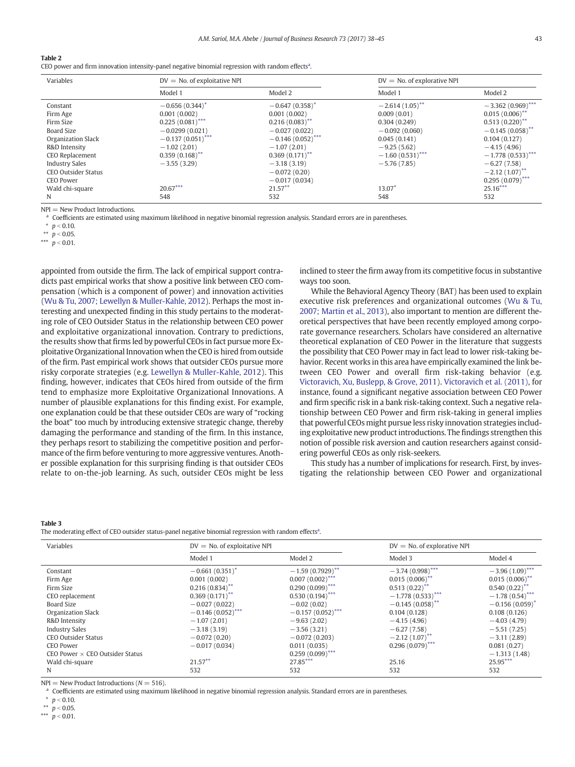**Table 2**

CEO power and firm innovation intensity-panel negative binomial regression with random effects[a].

| Variables | DV = No. of exploitative NPI | | DV = No. of explorative NPI | |
|---|---|---|---|---|
| | Model 1 | Model 2 | Model 1 | Model 2 |
| Constant | −0.656 (0.344)* | −0.647 (0.358)* | −2.614 (1.05)** | −3.362 (0.969)*** |
| Firm Age | 0.001 (0.002) | 0.001 (0.002) | 0.009 (0.01) | 0.015 (0.006)** |
| Firm Size | 0.225 (0.081)*** | 0.216 (0.083)** | 0.304 (0.249) | 0.513 (0.220)** |
| Board Size | −0.0299 (0.021) | −0.027 (0.022) | −0.092 (0.060) | −0.145 (0.058)** |
| Organization Slack | −0.137 (0.051)*** | −0.146 (0.052)*** | 0.045 (0.141) | 0.104 (0.127) |
| R&D Intensity | −1.02 (2.01) | −1.07 (2.01) | −9.25 (5.62) | −4.15 (4.96) |
| CEO Replacement | 0.359 (0.168)** | 0.369 (0.171)** | −1.60 (0.531)*** | −1.778 (0.533)*** |
| Industry Sales | −3.55 (3.29) | −3.18 (3.19) | −5.76 (7.85) | −6.27 (7.58) |
| CEO Outsider Status | | −0.072 (0.20) | | −2.12 (1.07)** |
| CEO Power | | −0.017 (0.034) | | 0.295 (0.079)*** |
| Wald chi-square | 20.67*** | 21.57** | 13.07* | 25.16*** |
| N | 548 | 532 | 548 | 532 |

NPI = New Product Introductions.

[a] Coefficients are estimated using maximum likelihood in negative binomial regression analysis. Standard errors are in parentheses.

\* $p < 0.10$.

\*\* $p < 0.05$.

\*\*\* $p < 0.01$.

appointed from outside the firm. The lack of empirical support contradicts past empirical works that show a positive link between CEO compensation (which is a component of power) and innovation activities (Wu & Tu, 2007; Lewellyn & Muller-Kahle, 2012). Perhaps the most interesting and unexpected finding in this study pertains to the moderating role of CEO Outsider Status in the relationship between CEO power and exploitative organizational innovation. Contrary to predictions, the results show that firms led by powerful CEOs in fact pursue more Exploitative Organizational Innovation when the CEO is hired from outside of the firm. Past empirical work shows that outsider CEOs pursue more risky corporate strategies (e.g. Lewellyn & Muller-Kahle, 2012). This finding, however, indicates that CEOs hired from outside of the firm tend to emphasize more Exploitative Organizational Innovations. A number of plausible explanations for this finding exist. For example, one explanation could be that these outsider CEOs are wary of "rocking the boat" too much by introducing extensive strategic change, thereby damaging the performance and standing of the firm. In this instance, they perhaps resort to stabilizing the competitive position and performance of the firm before venturing to more aggressive ventures. Another possible explanation for this surprising finding is that outsider CEOs relate to on-the-job learning. As such, outsider CEOs might be less inclined to steer the firm away from its competitive focus in substantive ways too soon.

While the Behavioral Agency Theory (BAT) has been used to explain executive risk preferences and organizational outcomes (Wu & Tu, 2007; Martin et al., 2013), also important to mention are different theoretical perspectives that have been recently employed among corporate governance researchers. Scholars have considered an alternative theoretical explanation of CEO Power in the literature that suggests the possibility that CEO Power may in fact lead to lower risk-taking behavior. Recent works in this area have empirically examined the link between CEO Power and overall firm risk-taking behavior (e.g. Victoravich, Xu, Buslepp, & Grove, 2011). Victoravich et al. (2011), for instance, found a significant negative association between CEO Power and firm specific risk in a bank risk-taking context. Such a negative relationship between CEO Power and firm risk-taking in general implies that powerful CEOs might pursue less risky innovation strategies including exploitative new product introductions. The findings strengthen this notion of possible risk aversion and caution researchers against considering powerful CEOs as only risk-seekers.

This study has a number of implications for research. First, by investigating the relationship between CEO Power and organizational

**Table 3**

The moderating effect of CEO outsider status-panel negative binomial regression with random effects[a].

| Variables | DV = No. of exploitative NPI | | DV = No. of explorative NPI | |
|---|---|---|---|---|
| | Model 1 | Model 2 | Model 3 | Model 4 |
| Constant | −0.661 (0.351)* | −1.59 (0.7929)** | −3.74 (0.998)*** | −3.96 (1.09)*** |
| Firm Age | 0.001 (0.002) | 0.007 (0.002)*** | 0.015 (0.006)** | 0.015 (0.006)** |
| Firm Size | 0.216 (0.834)** | 0.290 (0.099)*** | 0.513 (0.22)** | 0.540 (0.22)** |
| CEO replacement | 0.369 (0.171)** | 0.530 (0.194)*** | −1.778 (0.533)*** | −1.78 (0.54)*** |
| Board Size | −0.027 (0.022) | −0.02 (0.02) | −0.145 (0.058)** | −0.156 (0.059)* |
| Organization Slack | −0.146 (0.052)*** | −0.157 (0.052)*** | 0.104 (0.128) | 0.108 (0.126) |
| R&D Intensity | −1.07 (2.01) | −9.63 (2.02) | −4.15 (4.96) | −4.03 (4.79) |
| Industry Sales | −3.18 (3.19) | −3.56 (3.21) | −6.27 (7.58) | −5.51 (7.25) |
| CEO Outsider Status | −0.072 (0.20) | −0.072 (0.203) | −2.12 (1.07)** | −3.11 (2.89) |
| CEO Power | −0.017 (0.034) | 0.011 (0.035) | 0.296 (0.079)*** | 0.081 (0.27) |
| CEO Power × CEO Outsider Status | | 0.259 (0.099)*** | | −1.313 (1.48) |
| Wald chi-square | 21.57** | 27.85*** | 25.16 | 25.95*** |
| N | 532 | 532 | 532 | 532 |

NPI = New Product Introductions ($N = 516$).

[a] Coefficients are estimated using maximum likelihood in negative binomial regression analysis. Standard errors are in parentheses.

\* $p < 0.10$.

\*\* $p < 0.05$.

\*\*\* $p < 0.01$.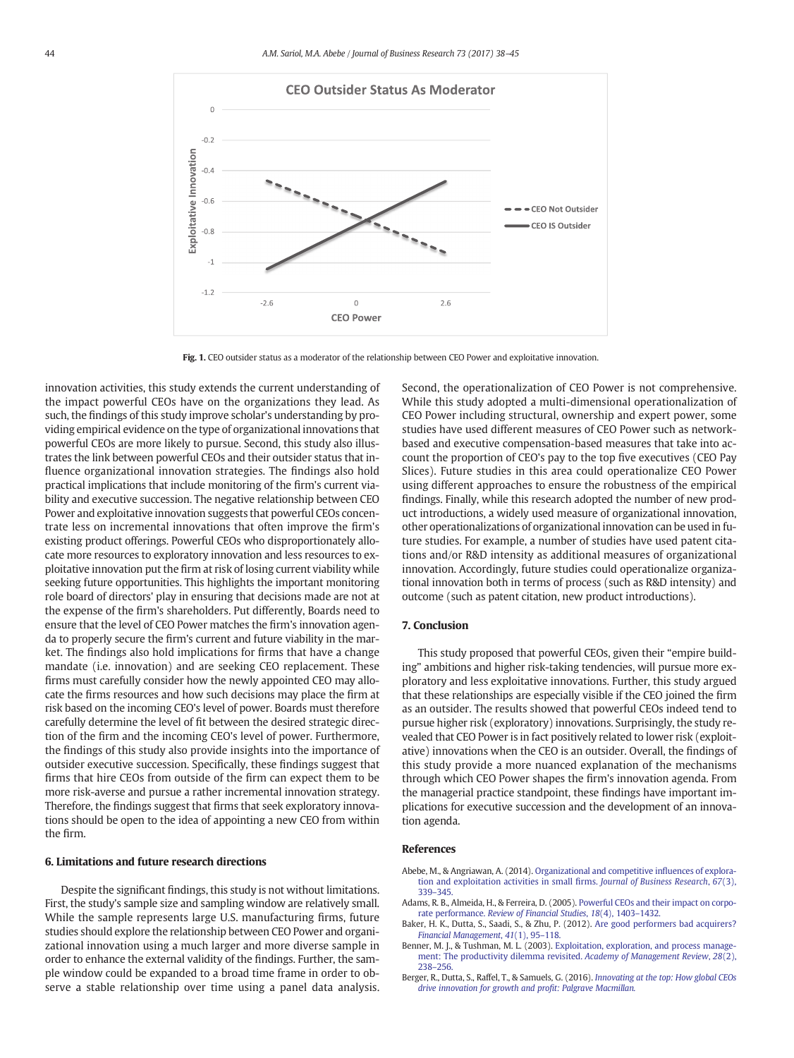CEO Outsider Status As Moderator

Exploitative Innovation

0

-0.2

-0.4

-0.6

-0.8

-1

-1.2

-2.6

0

2.6

CEO Power

CEO Not Outsider

CEO IS Outsider

**Fig. 1.** CEO outsider status as a moderator of the relationship between CEO Power and exploitative innovation.

innovation activities, this study extends the current understanding of the impact powerful CEOs have on the organizations they lead. As such, the findings of this study improve scholar's understanding by providing empirical evidence on the type of organizational innovations that powerful CEOs are more likely to pursue. Second, this study also illustrates the link between powerful CEOs and their outsider status that influence organizational innovation strategies. The findings also hold practical implications that include monitoring of the firm's current viability and executive succession. The negative relationship between CEO Power and exploitative innovation suggests that powerful CEOs concentrate less on incremental innovations that often improve the firm's existing product offerings. Powerful CEOs who disproportionately allocate more resources to exploratory innovation and less resources to exploitative innovation put the firm at risk of losing current viability while seeking future opportunities. This highlights the important monitoring role board of directors' play in ensuring that decisions made are not at the expense of the firm's shareholders. Put differently, Boards need to ensure that the level of CEO Power matches the firm's innovation agenda to properly secure the firm's current and future viability in the market. The findings also hold implications for firms that have a change mandate (i.e. innovation) and are seeking CEO replacement. These firms must carefully consider how the newly appointed CEO may allocate the firms resources and how such decisions may place the firm at risk based on the incoming CEO's level of power. Boards must therefore carefully determine the level of fit between the desired strategic direction of the firm and the incoming CEO's level of power. Furthermore, the findings of this study also provide insights into the importance of outsider executive succession. Specifically, these findings suggest that firms that hire CEOs from outside of the firm can expect them to be more risk-averse and pursue a rather incremental innovation strategy. Therefore, the findings suggest that firms that seek exploratory innovations should be open to the idea of appointing a new CEO from within the firm.

## 6. Limitations and future research directions

Despite the significant findings, this study is not without limitations. First, the study's sample size and sampling window are relatively small. While the sample represents large U.S. manufacturing firms, future studies should explore the relationship between CEO Power and organizational innovation using a much larger and more diverse sample in order to enhance the external validity of the findings. Further, the sample window could be expanded to a broad time frame in order to observe a stable relationship over time using a panel data analysis. Second, the operationalization of CEO Power is not comprehensive. While this study adopted a multi-dimensional operationalization of CEO Power including structural, ownership and expert power, some studies have used different measures of CEO Power such as network-based and executive compensation-based measures that take into account the proportion of CEO's pay to the top five executives (CEO Pay Slices). Future studies in this area could operationalize CEO Power using different approaches to ensure the robustness of the empirical findings. Finally, while this research adopted the number of new product introductions, a widely used measure of organizational innovation, other operationalizations of organizational innovation can be used in future studies. For example, a number of studies have used patent citations and/or R&D intensity as additional measures of organizational innovation. Accordingly, future studies could operationalize organizational innovation both in terms of process (such as R&D intensity) and outcome (such as patent citation, new product introductions).

## 7. Conclusion

This study proposed that powerful CEOs, given their "empire building" ambitions and higher risk-taking tendencies, will pursue more exploratory and less exploitative innovations. Further, this study argued that these relationships are especially visible if the CEO joined the firm as an outsider. The results showed that powerful CEOs indeed tend to pursue higher risk (exploratory) innovations. Surprisingly, the study revealed that CEO Power is in fact positively related to lower risk (exploitative) innovations when the CEO is an outsider. Overall, the findings of this study provide a more nuanced explanation of the mechanisms through which CEO Power shapes the firm's innovation agenda. From the managerial practice standpoint, these findings have important implications for executive succession and the development of an innovation agenda.

## References

Abebe, M., & Angriawan, A. (2014). Organizational and competitive influences of exploration and exploitation activities in small firms. *Journal of Business Research*, *67*(3), 339–345.

Adams, R. B., Almeida, H., & Ferreira, D. (2005). Powerful CEOs and their impact on corporate performance. *Review of Financial Studies*, *18*(4), 1403–1432.

Baker, H. K., Dutta, S., Saadi, S., & Zhu, P. (2012). Are good performers bad acquirers? *Financial Management*, *41*(1), 95–118.

Benner, M. J., & Tushman, M. L. (2003). Exploitation, exploration, and process management: The productivity dilemma revisited. *Academy of Management Review*, *28*(2), 238–256.

Berger, R., Dutta, S., Raffel, T., & Samuels, G. (2016). *Innovating at the top: How global CEOs drive innovation for growth and profit: Palgrave Macmillan.*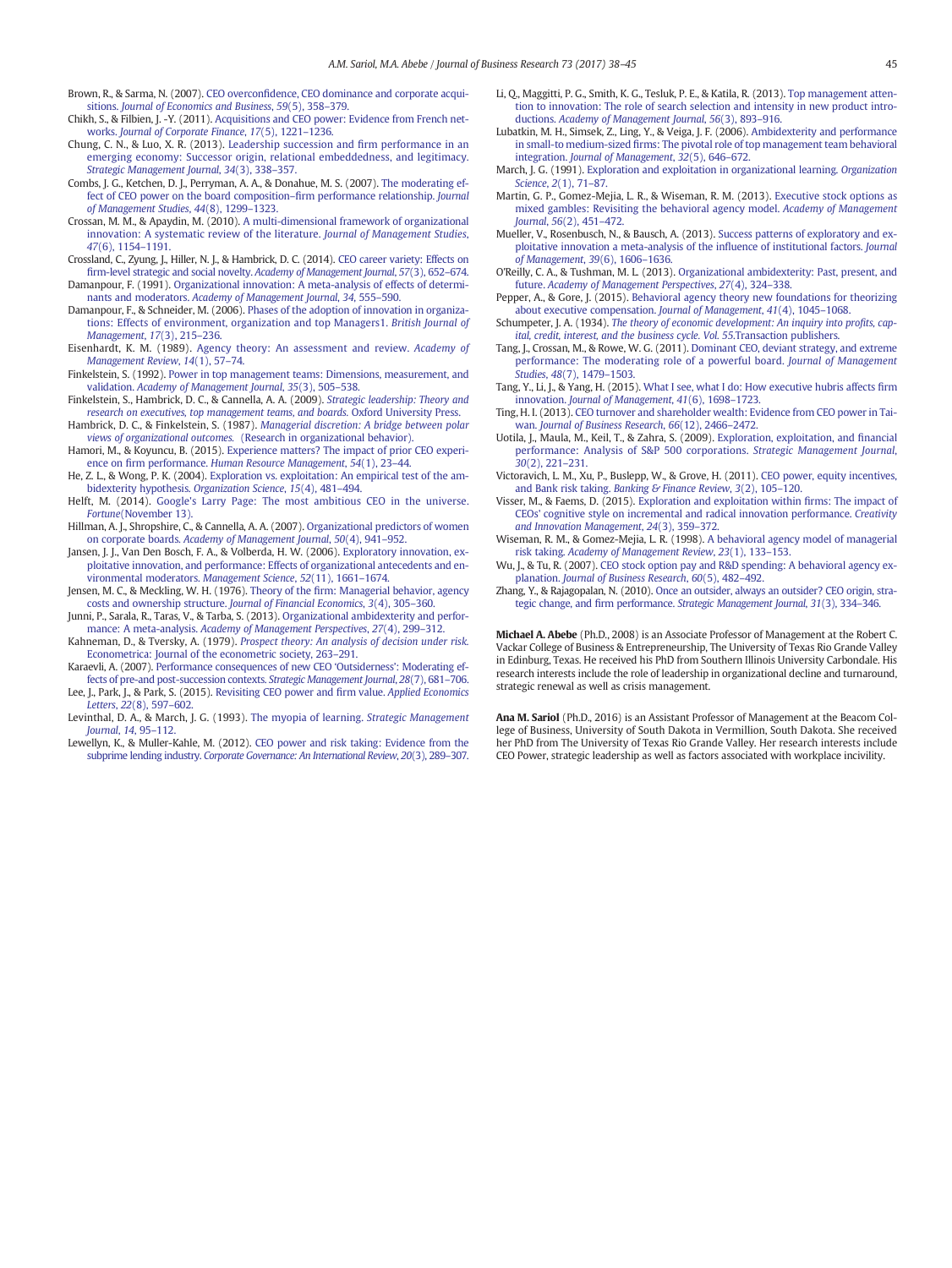Brown, R., & Sarma, N. (2007). CEO overconfidence, CEO dominance and corporate acquisitions. *Journal of Economics and Business*, *59*(5), 358–379.

Chikh, S., & Filbien, J. -Y. (2011). Acquisitions and CEO power: Evidence from French networks. *Journal of Corporate Finance*, *17*(5), 1221–1236.

Chung, C. N., & Luo, X. R. (2013). Leadership succession and firm performance in an emerging economy: Successor origin, relational embeddedness, and legitimacy. *Strategic Management Journal*, *34*(3), 338–357.

Combs, J. G., Ketchen, D. J., Perryman, A. A., & Donahue, M. S. (2007). The moderating effect of CEO power on the board composition–firm performance relationship. *Journal of Management Studies*, *44*(8), 1299–1323.

Crossan, M. M., & Apaydin, M. (2010). A multi-dimensional framework of organizational innovation: A systematic review of the literature. *Journal of Management Studies*, *47*(6), 1154–1191.

Crossland, C., Zyung, J., Hiller, N. J., & Hambrick, D. C. (2014). CEO career variety: Effects on firm-level strategic and social novelty. *Academy of Management Journal*, *57*(3), 652–674.

Damanpour, F. (1991). Organizational innovation: A meta-analysis of effects of determinants and moderators. *Academy of Management Journal*, *34*, 555–590.

Damanpour, F., & Schneider, M. (2006). Phases of the adoption of innovation in organizations: Effects of environment, organization and top Managers1. *British Journal of Management*, *17*(3), 215–236.

Eisenhardt, K. M. (1989). Agency theory: An assessment and review. *Academy of Management Review*, *14*(1), 57–74.

Finkelstein, S. (1992). Power in top management teams: Dimensions, measurement, and validation. *Academy of Management Journal*, *35*(3), 505–538.

Finkelstein, S., Hambrick, D. C., & Cannella, A. A. (2009). *Strategic leadership: Theory and research on executives, top management teams, and boards.* Oxford University Press.

Hambrick, D. C., & Finkelstein, S. (1987). *Managerial discretion: A bridge between polar views of organizational outcomes.* (Research in organizational behavior).

Hamori, M., & Koyuncu, B. (2015). Experience matters? The impact of prior CEO experience on firm performance. *Human Resource Management*, *54*(1), 23–44.

He, Z. L., & Wong, P. K. (2004). Exploration vs. exploitation: An empirical test of the ambidexterity hypothesis. *Organization Science*, *15*(4), 481–494.

Helft, M. (2014). Google's Larry Page: The most ambitious CEO in the universe. *Fortune*(November 13).

Hillman, A. J., Shropshire, C., & Cannella, A. A. (2007). Organizational predictors of women on corporate boards. *Academy of Management Journal*, *50*(4), 941–952.

Jansen, J. J., Van Den Bosch, F. A., & Volberda, H. W. (2006). Exploratory innovation, exploitative innovation, and performance: Effects of organizational antecedents and environmental moderators. *Management Science*, *52*(11), 1661–1674.

Jensen, M. C., & Meckling, W. H. (1976). Theory of the firm: Managerial behavior, agency costs and ownership structure. *Journal of Financial Economics*, *3*(4), 305–360.

Junni, P., Sarala, R., Taras, V., & Tarba, S. (2013). Organizational ambidexterity and performance: A meta-analysis. *Academy of Management Perspectives*, *27*(4), 299–312.

Kahneman, D., & Tversky, A. (1979). *Prospect theory: An analysis of decision under risk.* Econometrica: Journal of the econometric society, 263–291.

Karaevli, A. (2007). Performance consequences of new CEO 'Outsiderness': Moderating effects of pre-and post-succession contexts. *Strategic Management Journal*, *28*(7), 681–706.

Lee, J., Park, J., & Park, S. (2015). Revisiting CEO power and firm value. *Applied Economics Letters*, *22*(8), 597–602.

Levinthal, D. A., & March, J. G. (1993). The myopia of learning. *Strategic Management Journal*, *14*, 95–112.

Lewellyn, K., & Muller-Kahle, M. (2012). CEO power and risk taking: Evidence from the subprime lending industry. *Corporate Governance: An International Review*, *20*(3), 289–307.

Li, Q., Maggitti, P. G., Smith, K. G., Tesluk, P. E., & Katila, R. (2013). Top management attention to innovation: The role of search selection and intensity in new product introductions. *Academy of Management Journal*, *56*(3), 893–916.

Lubatkin, M. H., Simsek, Z., Ling, Y., & Veiga, J. F. (2006). Ambidexterity and performance in small-to medium-sized firms: The pivotal role of top management team behavioral integration. *Journal of Management*, *32*(5), 646–672.

March, J. G. (1991). Exploration and exploitation in organizational learning. *Organization Science*, *2*(1), 71–87.

Martin, G. P., Gomez-Mejia, L. R., & Wiseman, R. M. (2013). Executive stock options as mixed gambles: Revisiting the behavioral agency model. *Academy of Management Journal*, *56*(2), 451–472.

Mueller, V., Rosenbusch, N., & Bausch, A. (2013). Success patterns of exploratory and exploitative innovation a meta-analysis of the influence of institutional factors. *Journal of Management*, *39*(6), 1606–1636.

O'Reilly, C. A., & Tushman, M. L. (2013). Organizational ambidexterity: Past, present, and future. *Academy of Management Perspectives*, *27*(4), 324–338.

Pepper, A., & Gore, J. (2015). Behavioral agency theory new foundations for theorizing about executive compensation. *Journal of Management*, *41*(4), 1045–1068.

Schumpeter, J. A. (1934). *The theory of economic development: An inquiry into profits, capital, credit, interest, and the business cycle. Vol. 55*.Transaction publishers.

Tang, J., Crossan, M., & Rowe, W. G. (2011). Dominant CEO, deviant strategy, and extreme performance: The moderating role of a powerful board. *Journal of Management Studies*, *48*(7), 1479–1503.

Tang, Y., Li, J., & Yang, H. (2015). What I see, what I do: How executive hubris affects firm innovation. *Journal of Management*, *41*(6), 1698–1723.

Ting, H. I. (2013). CEO turnover and shareholder wealth: Evidence from CEO power in Taiwan. *Journal of Business Research*, *66*(12), 2466–2472.

Uotila, J., Maula, M., Keil, T., & Zahra, S. (2009). Exploration, exploitation, and financial performance: Analysis of S&P 500 corporations. *Strategic Management Journal*, *30*(2), 221–231.

Victoravich, L. M., Xu, P., Buslepp, W., & Grove, H. (2011). CEO power, equity incentives, and Bank risk taking. *Banking & Finance Review*, *3*(2), 105–120.

Visser, M., & Faems, D. (2015). Exploration and exploitation within firms: The impact of CEOs' cognitive style on incremental and radical innovation performance. *Creativity and Innovation Management*, *24*(3), 359–372.

Wiseman, R. M., & Gomez-Mejia, L. R. (1998). A behavioral agency model of managerial risk taking. *Academy of Management Review*, *23*(1), 133–153.

Wu, J., & Tu, R. (2007). CEO stock option pay and R&D spending: A behavioral agency explanation. *Journal of Business Research*, *60*(5), 482–492.

Zhang, Y., & Rajagopalan, N. (2010). Once an outsider, always an outsider? CEO origin, strategic change, and firm performance. *Strategic Management Journal*, *31*(3), 334–346.

**Michael A. Abebe** (Ph.D., 2008) is an Associate Professor of Management at the Robert C. Vackar College of Business & Entrepreneurship, The University of Texas Rio Grande Valley in Edinburg, Texas. He received his PhD from Southern Illinois University Carbondale. His research interests include the role of leadership in organizational decline and turnaround, strategic renewal as well as crisis management.

**Ana M. Sariol** (Ph.D., 2016) is an Assistant Professor of Management at the Beacom College of Business, University of South Dakota in Vermillion, South Dakota. She received her PhD from The University of Texas Rio Grande Valley. Her research interests include CEO Power, strategic leadership as well as factors associated with workplace incivility.